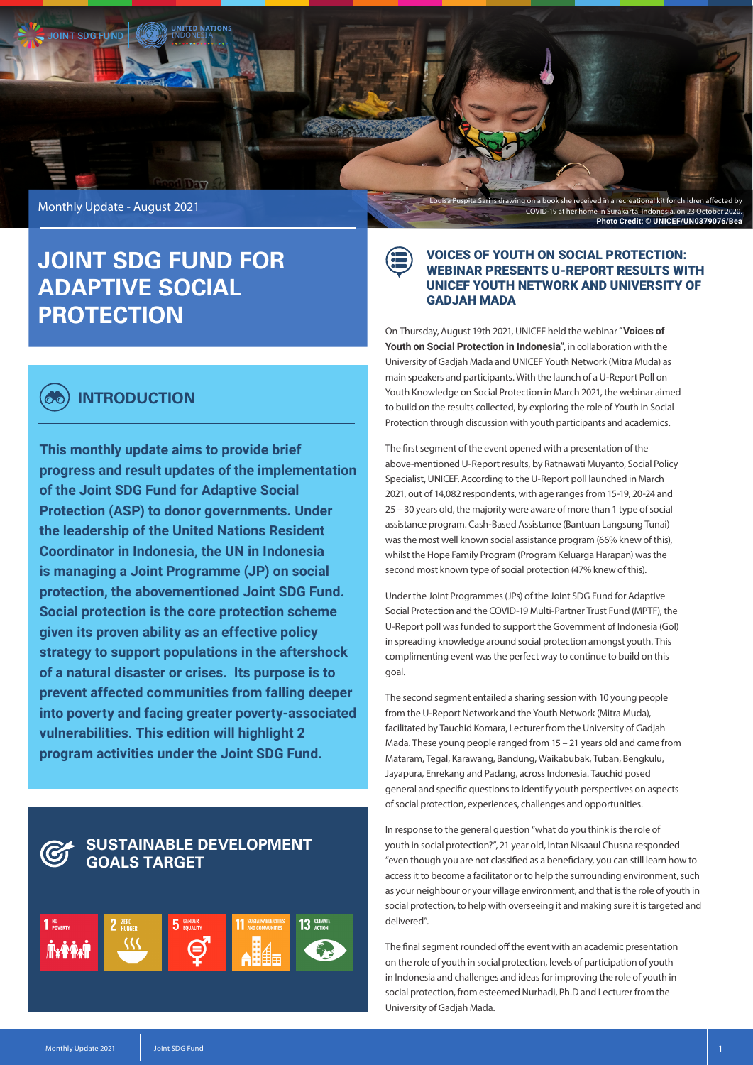Monthly Update - August 2021

Louisa Puspita Sari is drawing on a book she received in a recreational kit for children affected by COVID-19 at her home in Surakarta, Indonesia, on 23 October 2020.
**Photo Credit: © UNICEF/UN0379076/Bea**

# JOINT SDG FUND FOR ADAPTIVE SOCIAL PROTECTION

## INTRODUCTION

**This monthly update aims to provide brief progress and result updates of the implementation of the Joint SDG Fund for Adaptive Social Protection (ASP) to donor governments. Under the leadership of the United Nations Resident Coordinator in Indonesia, the UN in Indonesia is managing a Joint Programme (JP) on social protection, the abovementioned Joint SDG Fund. Social protection is the core protection scheme given its proven ability as an effective policy strategy to support populations in the aftershock of a natural disaster or crises. Its purpose is to prevent affected communities from falling deeper into poverty and facing greater poverty-associated vulnerabilities. This edition will highlight 2 program activities under the Joint SDG Fund.**

## SUSTAINABLE DEVELOPMENT GOALS TARGET

1 No Poverty, 2 Zero Hunger, 5 Gender Equality, 11 Sustainable Cities and Communities, 13 Climate Action

## VOICES OF YOUTH ON SOCIAL PROTECTION: WEBINAR PRESENTS U-REPORT RESULTS WITH UNICEF YOUTH NETWORK AND UNIVERSITY OF GADJAH MADA

On Thursday, August 19th 2021, UNICEF held the webinar **"Voices of Youth on Social Protection in Indonesia"**, in collaboration with the University of Gadjah Mada and UNICEF Youth Network (Mitra Muda) as main speakers and participants. With the launch of a U-Report Poll on Youth Knowledge on Social Protection in March 2021, the webinar aimed to build on the results collected, by exploring the role of Youth in Social Protection through discussion with youth participants and academics.

The first segment of the event opened with a presentation of the above-mentioned U-Report results, by Ratnawati Muyanto, Social Policy Specialist, UNICEF. According to the U-Report poll launched in March 2021, out of 14,082 respondents, with age ranges from 15-19, 20-24 and 25 – 30 years old, the majority were aware of more than 1 type of social assistance program. Cash-Based Assistance (Bantuan Langsung Tunai) was the most well known social assistance program (66% knew of this), whilst the Hope Family Program (Program Keluarga Harapan) was the second most known type of social protection (47% knew of this).

Under the Joint Programmes (JPs) of the Joint SDG Fund for Adaptive Social Protection and the COVID-19 Multi-Partner Trust Fund (MPTF), the U-Report poll was funded to support the Government of Indonesia (GoI) in spreading knowledge around social protection amongst youth. This complimenting event was the perfect way to continue to build on this goal.

The second segment entailed a sharing session with 10 young people from the U-Report Network and the Youth Network (Mitra Muda), facilitated by Tauchid Komara, Lecturer from the University of Gadjah Mada. These young people ranged from 15 – 21 years old and came from Mataram, Tegal, Karawang, Bandung, Waikabubak, Tuban, Bengkulu, Jayapura, Enrekang and Padang, across Indonesia. Tauchid posed general and specific questions to identify youth perspectives on aspects of social protection, experiences, challenges and opportunities.

In response to the general question "what do you think is the role of youth in social protection?", 21 year old, Intan Nisaaul Chusna responded "even though you are not classified as a beneficiary, you can still learn how to access it to become a facilitator or to help the surrounding environment, such as your neighbour or your village environment, and that is the role of youth in social protection, to help with overseeing it and making sure it is targeted and delivered".

The final segment rounded off the event with an academic presentation on the role of youth in social protection, levels of participation of youth in Indonesia and challenges and ideas for improving the role of youth in social protection, from esteemed Nurhadi, Ph.D and Lecturer from the University of Gadjah Mada.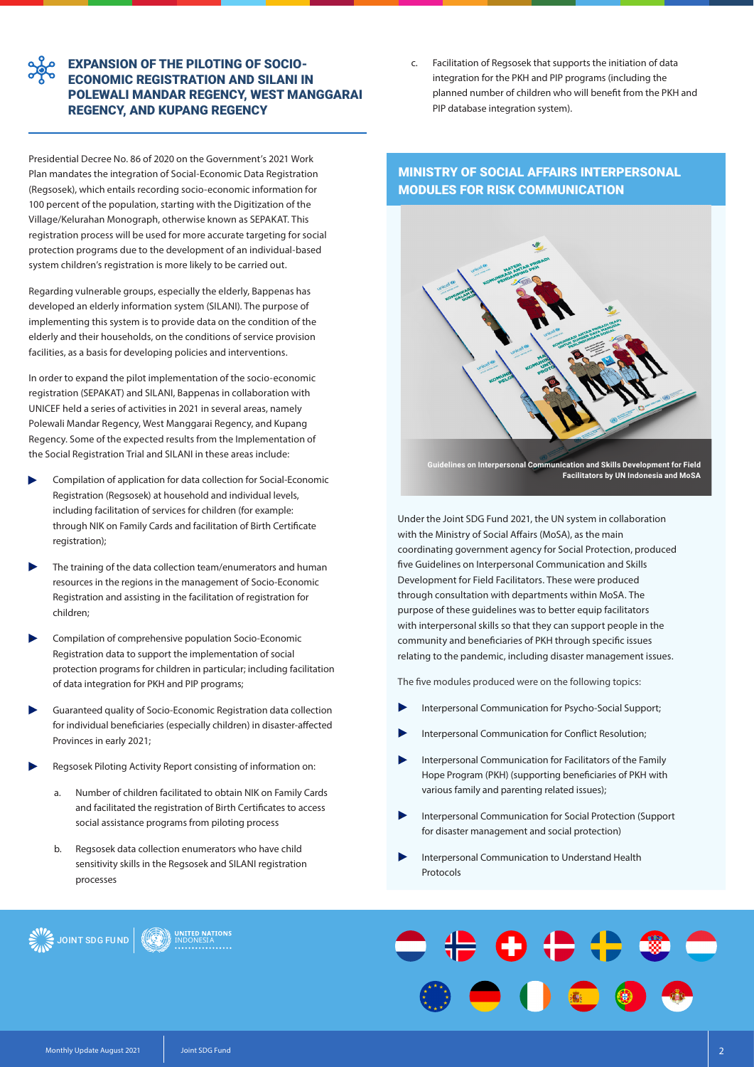## EXPANSION OF THE PILOTING OF SOCIO-ECONOMIC REGISTRATION AND SILANI IN POLEWALI MANDAR REGENCY, WEST MANGGARAI REGENCY, AND KUPANG REGENCY

Presidential Decree No. 86 of 2020 on the Government's 2021 Work Plan mandates the integration of Social-Economic Data Registration (Regsosek), which entails recording socio-economic information for 100 percent of the population, starting with the Digitization of the Village/Kelurahan Monograph, otherwise known as SEPAKAT. This registration process will be used for more accurate targeting for social protection programs due to the development of an individual-based system children's registration is more likely to be carried out.

Regarding vulnerable groups, especially the elderly, Bappenas has developed an elderly information system (SILANI). The purpose of implementing this system is to provide data on the condition of the elderly and their households, on the conditions of service provision facilities, as a basis for developing policies and interventions.

In order to expand the pilot implementation of the socio-economic registration (SEPAKAT) and SILANI, Bappenas in collaboration with UNICEF held a series of activities in 2021 in several areas, namely Polewali Mandar Regency, West Manggarai Regency, and Kupang Regency. Some of the expected results from the Implementation of the Social Registration Trial and SILANI in these areas include:

- Compilation of application for data collection for Social-Economic Registration (Regsosek) at household and individual levels, including facilitation of services for children (for example: through NIK on Family Cards and facilitation of Birth Certificate registration);
- The training of the data collection team/enumerators and human resources in the regions in the management of Socio-Economic Registration and assisting in the facilitation of registration for children;
- Compilation of comprehensive population Socio-Economic Registration data to support the implementation of social protection programs for children in particular; including facilitation of data integration for PKH and PIP programs;
- Guaranteed quality of Socio-Economic Registration data collection for individual beneficiaries (especially children) in disaster-affected Provinces in early 2021;
- Regsosek Piloting Activity Report consisting of information on:
  a. Number of children facilitated to obtain NIK on Family Cards and facilitated the registration of Birth Certificates to access social assistance programs from piloting process
  b. Regsosek data collection enumerators who have child sensitivity skills in the Regsosek and SILANI registration processes
  c. Facilitation of Regsosek that supports the initiation of data integration for the PKH and PIP programs (including the planned number of children who will benefit from the PKH and PIP database integration system).

## MINISTRY OF SOCIAL AFFAIRS INTERPERSONAL MODULES FOR RISK COMMUNICATION

Guidelines on Interpersonal Communication and Skills Development for Field Facilitators by UN Indonesia and MoSA

Under the Joint SDG Fund 2021, the UN system in collaboration with the Ministry of Social Affairs (MoSA), as the main coordinating government agency for Social Protection, produced five Guidelines on Interpersonal Communication and Skills Development for Field Facilitators. These were produced through consultation with departments within MoSA. The purpose of these guidelines was to better equip facilitators with interpersonal skills so that they can support people in the community and beneficiaries of PKH through specific issues relating to the pandemic, including disaster management issues.

The five modules produced were on the following topics:

- Interpersonal Communication for Psycho-Social Support;
- Interpersonal Communication for Conflict Resolution;
- Interpersonal Communication for Facilitators of the Family Hope Program (PKH) (supporting beneficiaries of PKH with various family and parenting related issues);
- Interpersonal Communication for Social Protection (Support for disaster management and social protection)
- Interpersonal Communication to Understand Health Protocols